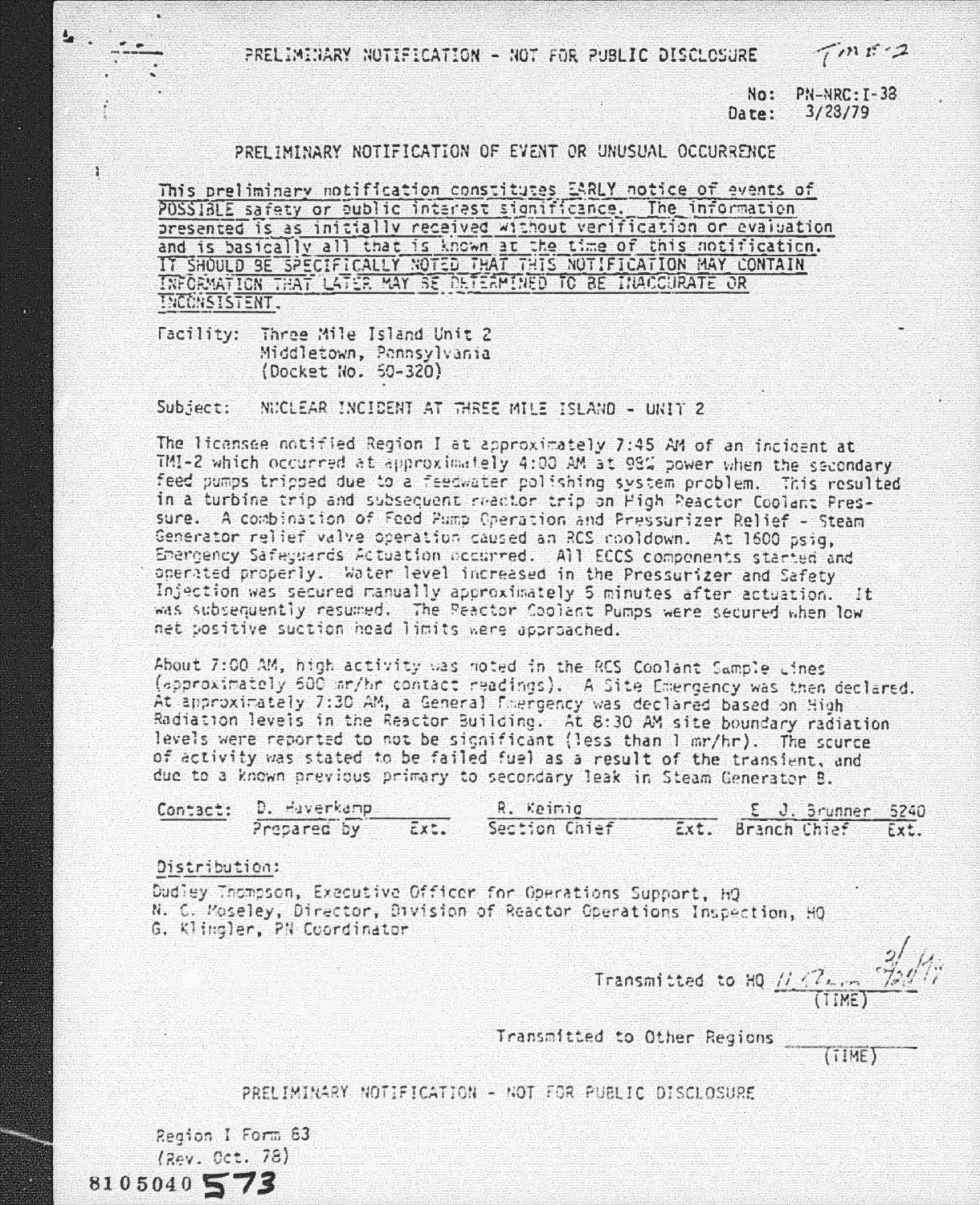PRELIMINARY NOTIFICATION - NOT FOR PUBLIC DISCLOSURE

TMI-2

No: PN-NRC:I-38
Date: 3/28/79

## PRELIMINARY NOTIFICATION OF EVENT OR UNUSUAL OCCURRENCE

This preliminary notification constitutes EARLY notice of events of POSSIBLE safety or public interest significance. The information presented is as initially received without verification or evaluation and is basically all that is known at the time of this notification. IT SHOULD BE SPECIFICALLY NOTED THAT THIS NOTIFICATION MAY CONTAIN INFORMATION THAT LATER MAY BE DETERMINED TO BE INACCURATE OR INCONSISTENT.

Facility: Three Mile Island Unit 2
Middletown, Pennsylvania
(Docket No. 50-320)

Subject: NUCLEAR INCIDENT AT THREE MILE ISLAND - UNIT 2

The licensee notified Region I at approximately 7:45 AM of an incident at TMI-2 which occurred at approximately 4:00 AM at 98% power when the secondary feed pumps tripped due to a feedwater polishing system problem. This resulted in a turbine trip and subsequent reactor trip on High Reactor Coolant Pressure. A combination of Feed Pump Operation and Pressurizer Relief - Steam Generator relief valve operation caused an RCS cooldown. At 1600 psig, Emergency Safeguards Actuation occurred. All ECCS components started and operated properly. Water level increased in the Pressurizer and Safety Injection was secured manually approximately 5 minutes after actuation. It was subsequently resumed. The Reactor Coolant Pumps were secured when low net positive suction head limits were approached.

About 7:00 AM, high activity was noted in the RCS Coolant Sample Lines (approximately 600 mr/hr contact readings). A Site Emergency was then declared. At approximately 7:30 AM, a General Emergency was declared based on High Radiation levels in the Reactor Building. At 8:30 AM site boundary radiation levels were reported to not be significant (less than 1 mr/hr). The source of activity was stated to be failed fuel as a result of the transient, and due to a known previous primary to secondary leak in Steam Generator B.

| Contact: | D. Haverkamp | | R. Keimig | | E. J. Brunner | 5240 |
|---|---|---|---|---|---|---|
| | Prepared by | Ext. | Section Chief | Ext. | Branch Chief | Ext. |

Distribution:

Dudley Thompson, Executive Officer for Operations Support, HQ
N. C. Moseley, Director, Division of Reactor Operations Inspection, HQ
G. Klingler, PN Coordinator

Transmitted to HQ 11:?? 3/28/79 (TIME)

Transmitted to Other Regions ________ (TIME)

PRELIMINARY NOTIFICATION - NOT FOR PUBLIC DISCLOSURE

Region I Form 63
(Rev. Oct. 78)

8105040573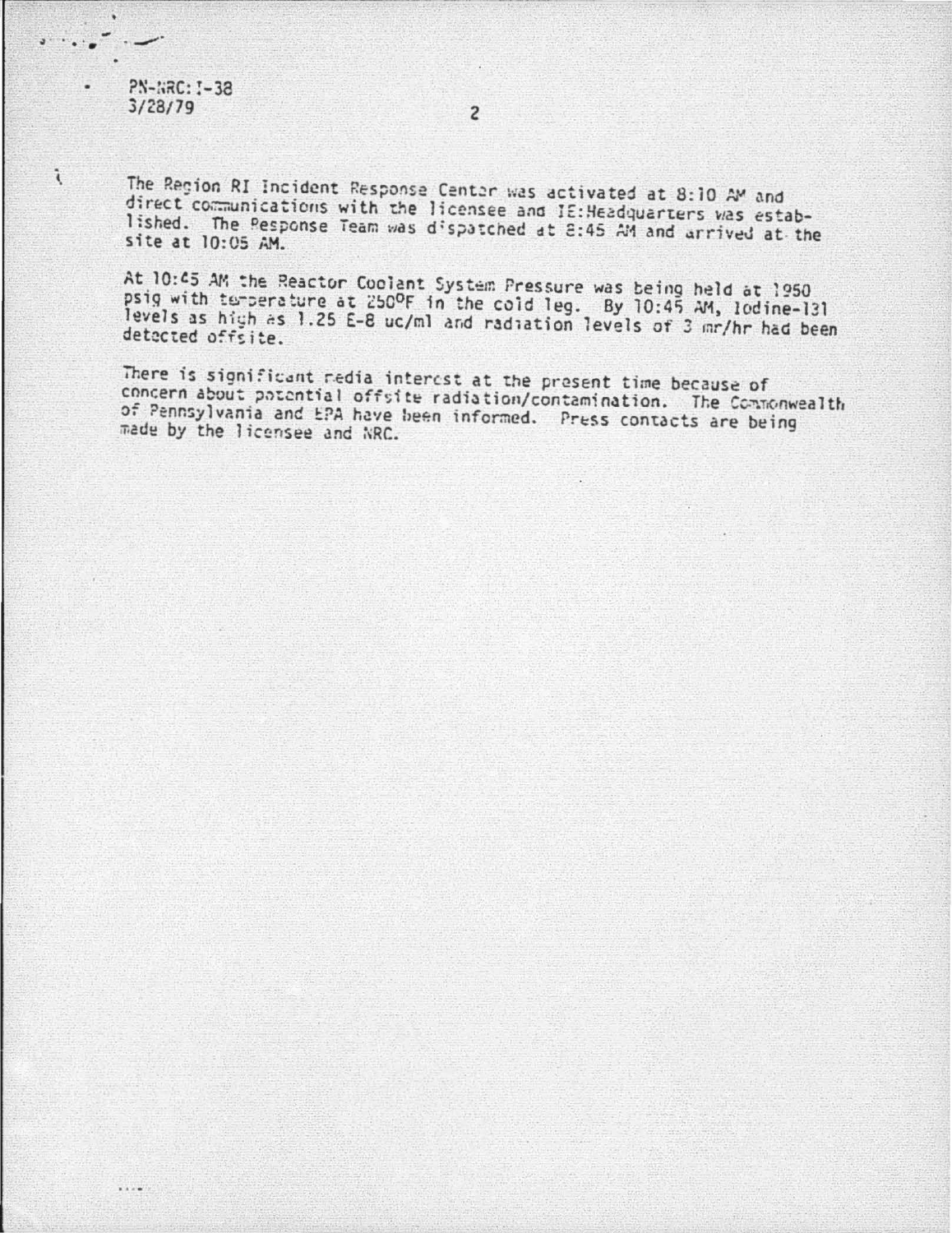PN-NRC:I-38
3/28/79

The Region RI Incident Response Center was activated at 8:10 AM and direct communications with the licensee and IE:Headquarters was established. The Response Team was dispatched at 8:45 AM and arrived at the site at 10:05 AM.

At 10:45 AM the Reactor Coolant System Pressure was being held at 1950 psig with temperature at 250°F in the cold leg. By 10:45 AM, Iodine-131 levels as high as 1.25 E-8 uc/ml and radiation levels of 3 mr/hr had been detected offsite.

There is significant media interest at the present time because of concern about potential offsite radiation/contamination. The Commonwealth of Pennsylvania and EPA have been informed. Press contacts are being made by the licensee and NRC.